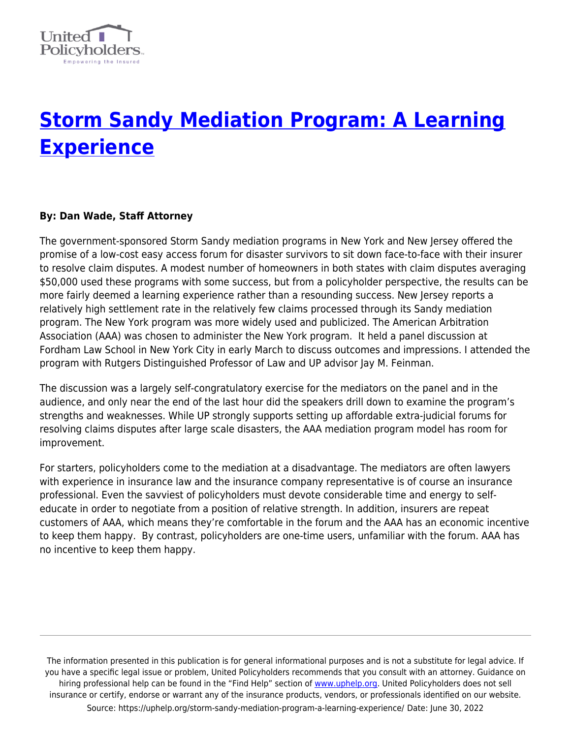# Storm Sandy Mediation Program: A Learning Experience

**By: Dan Wade, Staff Attorney**

The government-sponsored Storm Sandy mediation programs in New York and New Jersey offered the promise of a low-cost easy access forum for disaster survivors to sit down face-to-face with their insurer to resolve claim disputes. A modest number of homeowners in both states with claim disputes averaging $50,000 used these programs with some success, but from a policyholder perspective, the results can be more fairly deemed a learning experience rather than a resounding success. New Jersey reports a relatively high settlement rate in the relatively few claims processed through its Sandy mediation program. The New York program was more widely used and publicized. The American Arbitration Association (AAA) was chosen to administer the New York program. It held a panel discussion at Fordham Law School in New York City in early March to discuss outcomes and impressions. I attended the program with Rutgers Distinguished Professor of Law and UP advisor Jay M. Feinman.

The discussion was a largely self-congratulatory exercise for the mediators on the panel and in the audience, and only near the end of the last hour did the speakers drill down to examine the program's strengths and weaknesses. While UP strongly supports setting up affordable extra-judicial forums for resolving claims disputes after large scale disasters, the AAA mediation program model has room for improvement.

For starters, policyholders come to the mediation at a disadvantage. The mediators are often lawyers with experience in insurance law and the insurance company representative is of course an insurance professional. Even the savviest of policyholders must devote considerable time and energy to self-educate in order to negotiate from a position of relative strength. In addition, insurers are repeat customers of AAA, which means they're comfortable in the forum and the AAA has an economic incentive to keep them happy. By contrast, policyholders are one-time users, unfamiliar with the forum. AAA has no incentive to keep them happy.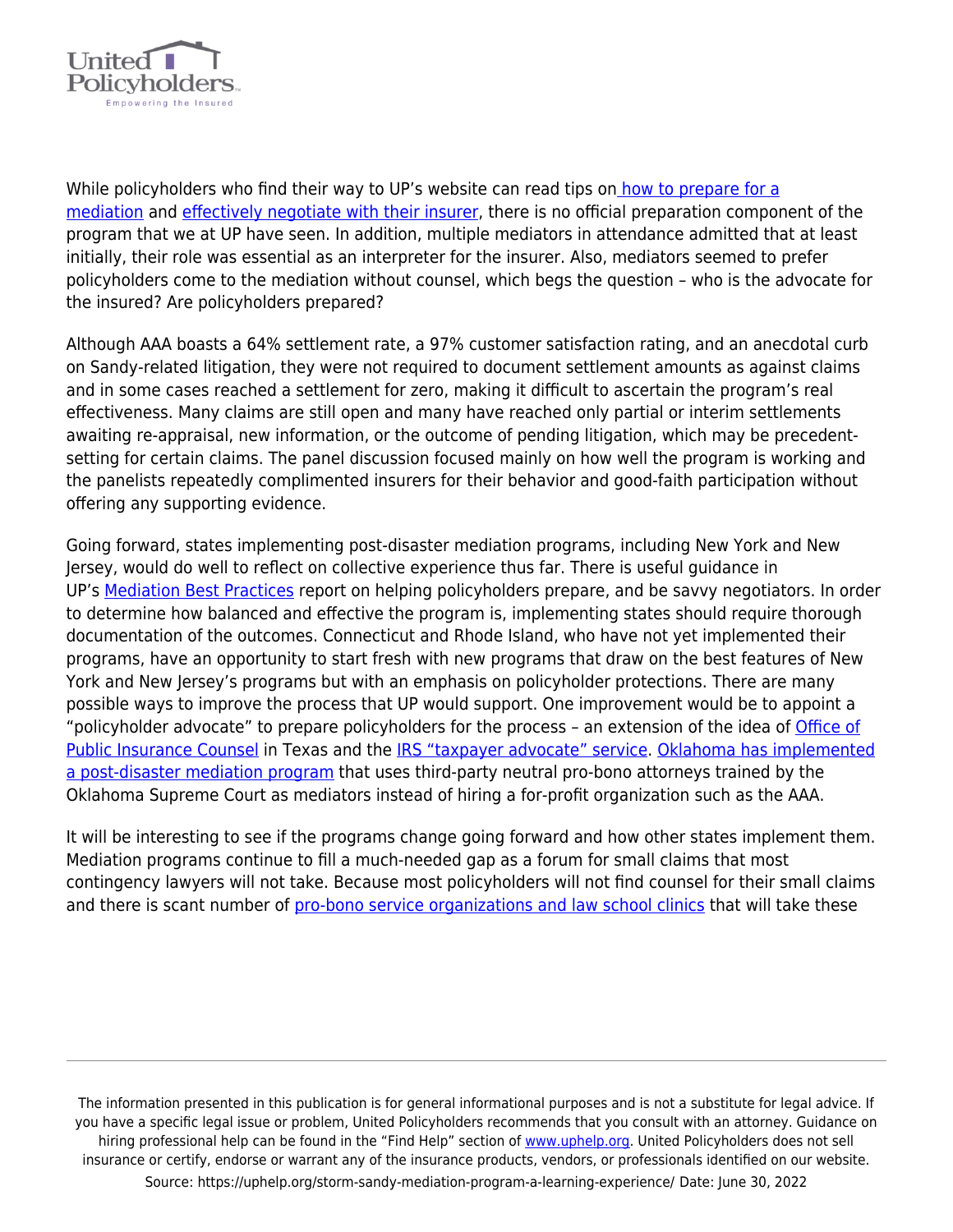While policyholders who find their way to UP's website can read tips on how to prepare for a mediation and effectively negotiate with their insurer, there is no official preparation component of the program that we at UP have seen. In addition, multiple mediators in attendance admitted that at least initially, their role was essential as an interpreter for the insurer. Also, mediators seemed to prefer policyholders come to the mediation without counsel, which begs the question – who is the advocate for the insured? Are policyholders prepared?

Although AAA boasts a 64% settlement rate, a 97% customer satisfaction rating, and an anecdotal curb on Sandy-related litigation, they were not required to document settlement amounts as against claims and in some cases reached a settlement for zero, making it difficult to ascertain the program's real effectiveness. Many claims are still open and many have reached only partial or interim settlements awaiting re-appraisal, new information, or the outcome of pending litigation, which may be precedent-setting for certain claims. The panel discussion focused mainly on how well the program is working and the panelists repeatedly complimented insurers for their behavior and good-faith participation without offering any supporting evidence.

Going forward, states implementing post-disaster mediation programs, including New York and New Jersey, would do well to reflect on collective experience thus far. There is useful guidance in UP's Mediation Best Practices report on helping policyholders prepare, and be savvy negotiators. In order to determine how balanced and effective the program is, implementing states should require thorough documentation of the outcomes. Connecticut and Rhode Island, who have not yet implemented their programs, have an opportunity to start fresh with new programs that draw on the best features of New York and New Jersey's programs but with an emphasis on policyholder protections. There are many possible ways to improve the process that UP would support. One improvement would be to appoint a "policyholder advocate" to prepare policyholders for the process – an extension of the idea of Office of Public Insurance Counsel in Texas and the IRS "taxpayer advocate" service. Oklahoma has implemented a post-disaster mediation program that uses third-party neutral pro-bono attorneys trained by the Oklahoma Supreme Court as mediators instead of hiring a for-profit organization such as the AAA.

It will be interesting to see if the programs change going forward and how other states implement them. Mediation programs continue to fill a much-needed gap as a forum for small claims that most contingency lawyers will not take. Because most policyholders will not find counsel for their small claims and there is scant number of pro-bono service organizations and law school clinics that will take these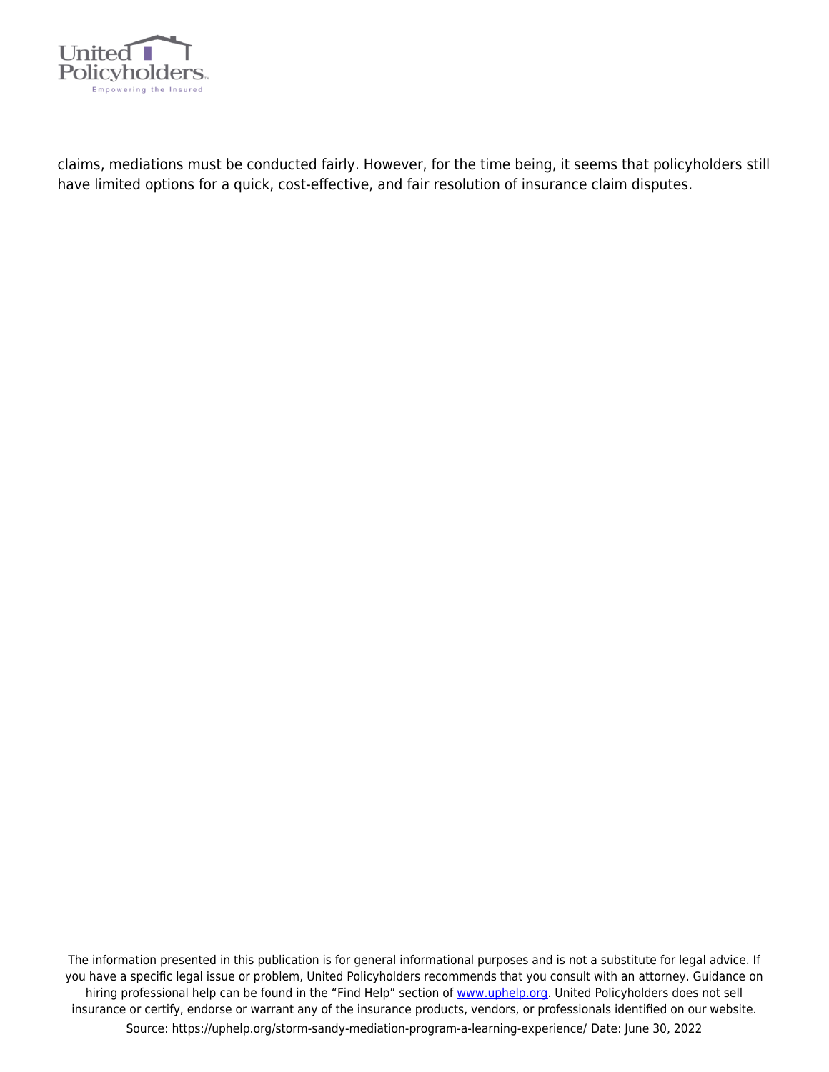claims, mediations must be conducted fairly. However, for the time being, it seems that policyholders still have limited options for a quick, cost-effective, and fair resolution of insurance claim disputes.

The information presented in this publication is for general informational purposes and is not a substitute for legal advice. If you have a specific legal issue or problem, United Policyholders recommends that you consult with an attorney. Guidance on hiring professional help can be found in the "Find Help" section of www.uphelp.org. United Policyholders does not sell insurance or certify, endorse or warrant any of the insurance products, vendors, or professionals identified on our website.

Source: https://uphelp.org/storm-sandy-mediation-program-a-learning-experience/ Date: June 30, 2022